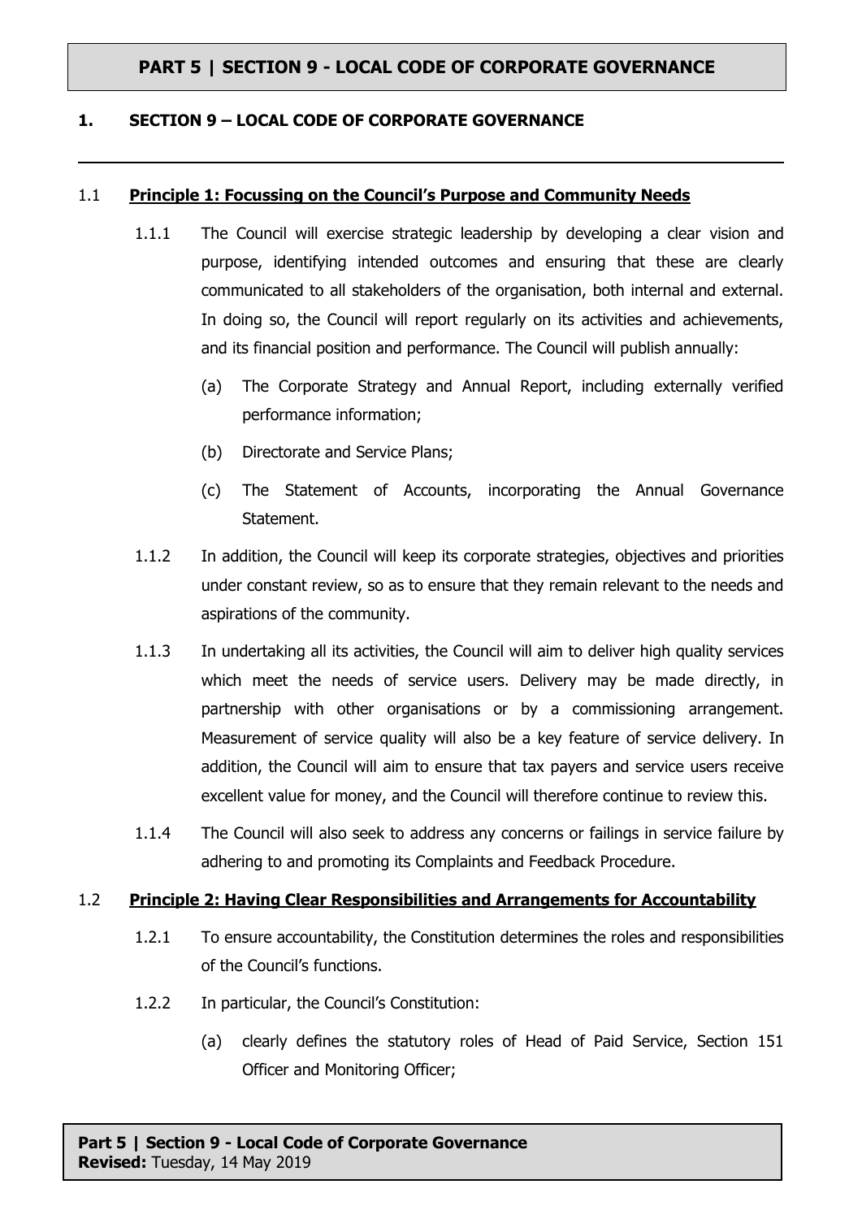# PART 5 | SECTION 9 - LOCAL CODE OF CORPORATE GOVERNANCE

## 1. SECTION 9 – LOCAL CODE OF CORPORATE GOVERNANCE

### 1.1 Principle 1: Focussing on the Council's Purpose and Community Needs

1.1.1 The Council will exercise strategic leadership by developing a clear vision and purpose, identifying intended outcomes and ensuring that these are clearly communicated to all stakeholders of the organisation, both internal and external. In doing so, the Council will report regularly on its activities and achievements, and its financial position and performance. The Council will publish annually:

(a) The Corporate Strategy and Annual Report, including externally verified performance information;

(b) Directorate and Service Plans;

(c) The Statement of Accounts, incorporating the Annual Governance Statement.

1.1.2 In addition, the Council will keep its corporate strategies, objectives and priorities under constant review, so as to ensure that they remain relevant to the needs and aspirations of the community.

1.1.3 In undertaking all its activities, the Council will aim to deliver high quality services which meet the needs of service users. Delivery may be made directly, in partnership with other organisations or by a commissioning arrangement. Measurement of service quality will also be a key feature of service delivery. In addition, the Council will aim to ensure that tax payers and service users receive excellent value for money, and the Council will therefore continue to review this.

1.1.4 The Council will also seek to address any concerns or failings in service failure by adhering to and promoting its Complaints and Feedback Procedure.

### 1.2 Principle 2: Having Clear Responsibilities and Arrangements for Accountability

1.2.1 To ensure accountability, the Constitution determines the roles and responsibilities of the Council's functions.

1.2.2 In particular, the Council's Constitution:

(a) clearly defines the statutory roles of Head of Paid Service, Section 151 Officer and Monitoring Officer;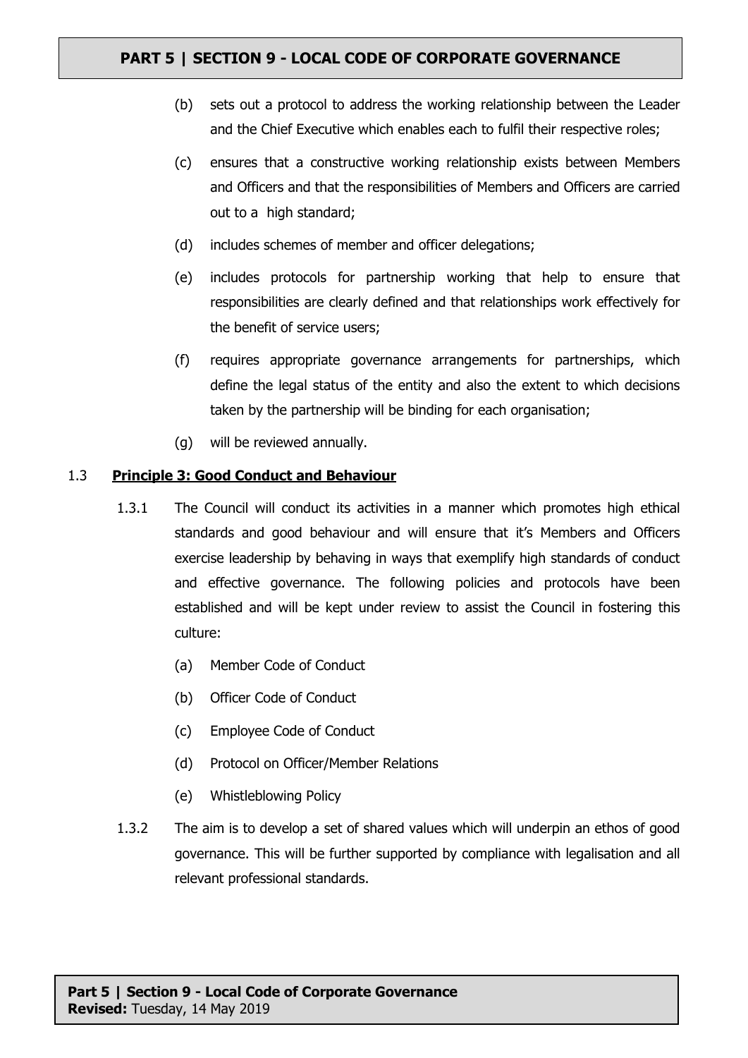(b) sets out a protocol to address the working relationship between the Leader and the Chief Executive which enables each to fulfil their respective roles;

(c) ensures that a constructive working relationship exists between Members and Officers and that the responsibilities of Members and Officers are carried out to a high standard;

(d) includes schemes of member and officer delegations;

(e) includes protocols for partnership working that help to ensure that responsibilities are clearly defined and that relationships work effectively for the benefit of service users;

(f) requires appropriate governance arrangements for partnerships, which define the legal status of the entity and also the extent to which decisions taken by the partnership will be binding for each organisation;

(g) will be reviewed annually.

## 1.3 **Principle 3: Good Conduct and Behaviour**

1.3.1 The Council will conduct its activities in a manner which promotes high ethical standards and good behaviour and will ensure that it's Members and Officers exercise leadership by behaving in ways that exemplify high standards of conduct and effective governance. The following policies and protocols have been established and will be kept under review to assist the Council in fostering this culture:

(a) Member Code of Conduct

(b) Officer Code of Conduct

(c) Employee Code of Conduct

(d) Protocol on Officer/Member Relations

(e) Whistleblowing Policy

1.3.2 The aim is to develop a set of shared values which will underpin an ethos of good governance. This will be further supported by compliance with legalisation and all relevant professional standards.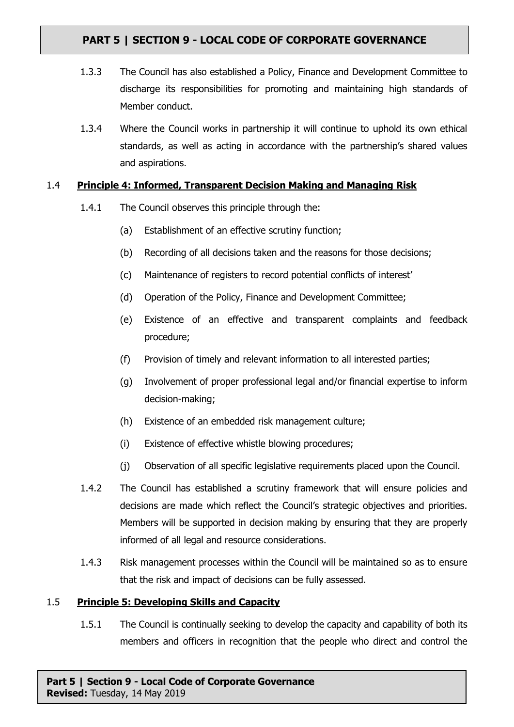1.3.3 The Council has also established a Policy, Finance and Development Committee to discharge its responsibilities for promoting and maintaining high standards of Member conduct.

1.3.4 Where the Council works in partnership it will continue to uphold its own ethical standards, as well as acting in accordance with the partnership's shared values and aspirations.

1.4 **Principle 4: Informed, Transparent Decision Making and Managing Risk**

1.4.1 The Council observes this principle through the:

(a) Establishment of an effective scrutiny function;

(b) Recording of all decisions taken and the reasons for those decisions;

(c) Maintenance of registers to record potential conflicts of interest'

(d) Operation of the Policy, Finance and Development Committee;

(e) Existence of an effective and transparent complaints and feedback procedure;

(f) Provision of timely and relevant information to all interested parties;

(g) Involvement of proper professional legal and/or financial expertise to inform decision-making;

(h) Existence of an embedded risk management culture;

(i) Existence of effective whistle blowing procedures;

(j) Observation of all specific legislative requirements placed upon the Council.

1.4.2 The Council has established a scrutiny framework that will ensure policies and decisions are made which reflect the Council's strategic objectives and priorities. Members will be supported in decision making by ensuring that they are properly informed of all legal and resource considerations.

1.4.3 Risk management processes within the Council will be maintained so as to ensure that the risk and impact of decisions can be fully assessed.

1.5 **Principle 5: Developing Skills and Capacity**

1.5.1 The Council is continually seeking to develop the capacity and capability of both its members and officers in recognition that the people who direct and control the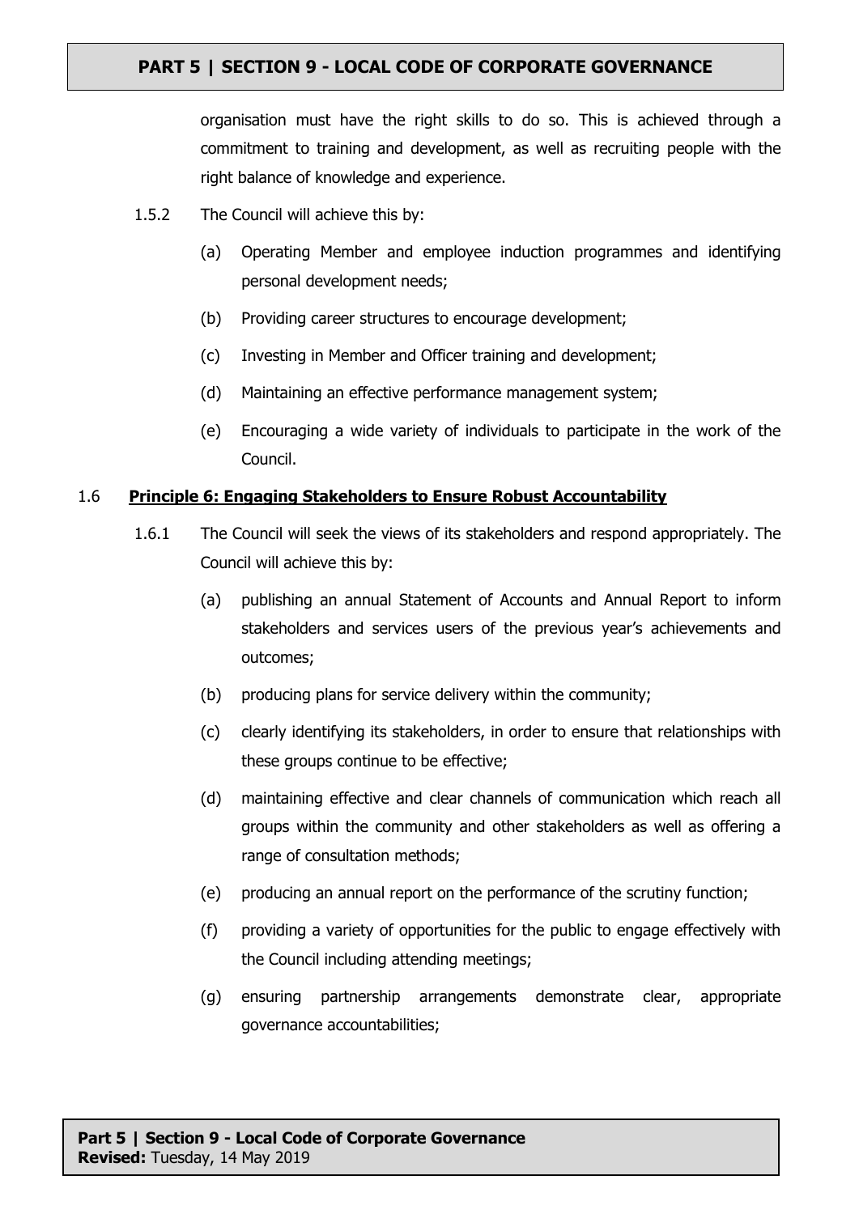organisation must have the right skills to do so. This is achieved through a commitment to training and development, as well as recruiting people with the right balance of knowledge and experience.

1.5.2 The Council will achieve this by:

(a) Operating Member and employee induction programmes and identifying personal development needs;

(b) Providing career structures to encourage development;

(c) Investing in Member and Officer training and development;

(d) Maintaining an effective performance management system;

(e) Encouraging a wide variety of individuals to participate in the work of the Council.

## 1.6 **Principle 6: Engaging Stakeholders to Ensure Robust Accountability**

1.6.1 The Council will seek the views of its stakeholders and respond appropriately. The Council will achieve this by:

(a) publishing an annual Statement of Accounts and Annual Report to inform stakeholders and services users of the previous year's achievements and outcomes;

(b) producing plans for service delivery within the community;

(c) clearly identifying its stakeholders, in order to ensure that relationships with these groups continue to be effective;

(d) maintaining effective and clear channels of communication which reach all groups within the community and other stakeholders as well as offering a range of consultation methods;

(e) producing an annual report on the performance of the scrutiny function;

(f) providing a variety of opportunities for the public to engage effectively with the Council including attending meetings;

(g) ensuring partnership arrangements demonstrate clear, appropriate governance accountabilities;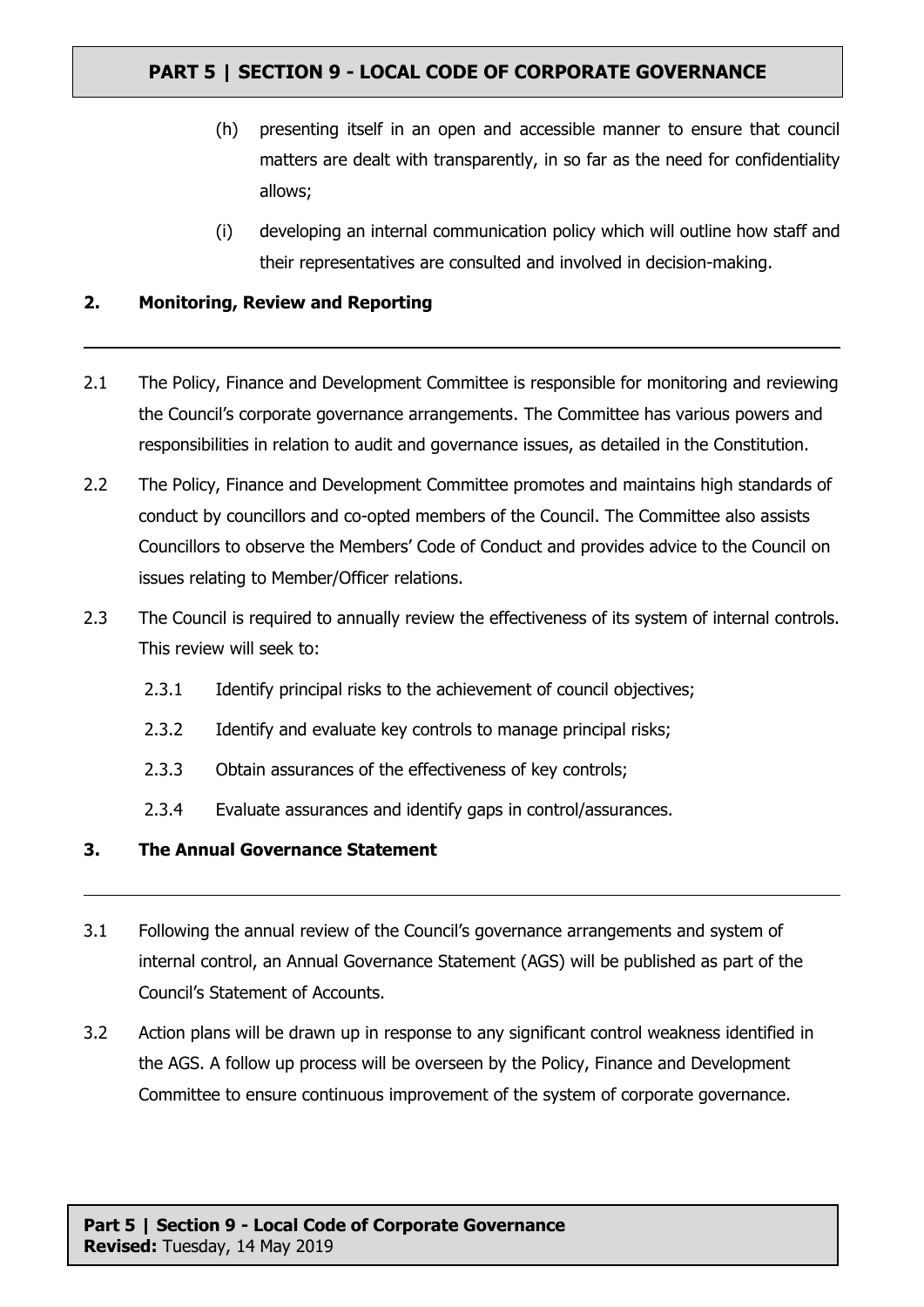(h) presenting itself in an open and accessible manner to ensure that council matters are dealt with transparently, in so far as the need for confidentiality allows;

(i) developing an internal communication policy which will outline how staff and their representatives are consulted and involved in decision-making.

## 2. Monitoring, Review and Reporting

2.1 The Policy, Finance and Development Committee is responsible for monitoring and reviewing the Council's corporate governance arrangements. The Committee has various powers and responsibilities in relation to audit and governance issues, as detailed in the Constitution.

2.2 The Policy, Finance and Development Committee promotes and maintains high standards of conduct by councillors and co-opted members of the Council. The Committee also assists Councillors to observe the Members' Code of Conduct and provides advice to the Council on issues relating to Member/Officer relations.

2.3 The Council is required to annually review the effectiveness of its system of internal controls. This review will seek to:

2.3.1 Identify principal risks to the achievement of council objectives;

2.3.2 Identify and evaluate key controls to manage principal risks;

2.3.3 Obtain assurances of the effectiveness of key controls;

2.3.4 Evaluate assurances and identify gaps in control/assurances.

## 3. The Annual Governance Statement

3.1 Following the annual review of the Council's governance arrangements and system of internal control, an Annual Governance Statement (AGS) will be published as part of the Council's Statement of Accounts.

3.2 Action plans will be drawn up in response to any significant control weakness identified in the AGS. A follow up process will be overseen by the Policy, Finance and Development Committee to ensure continuous improvement of the system of corporate governance.